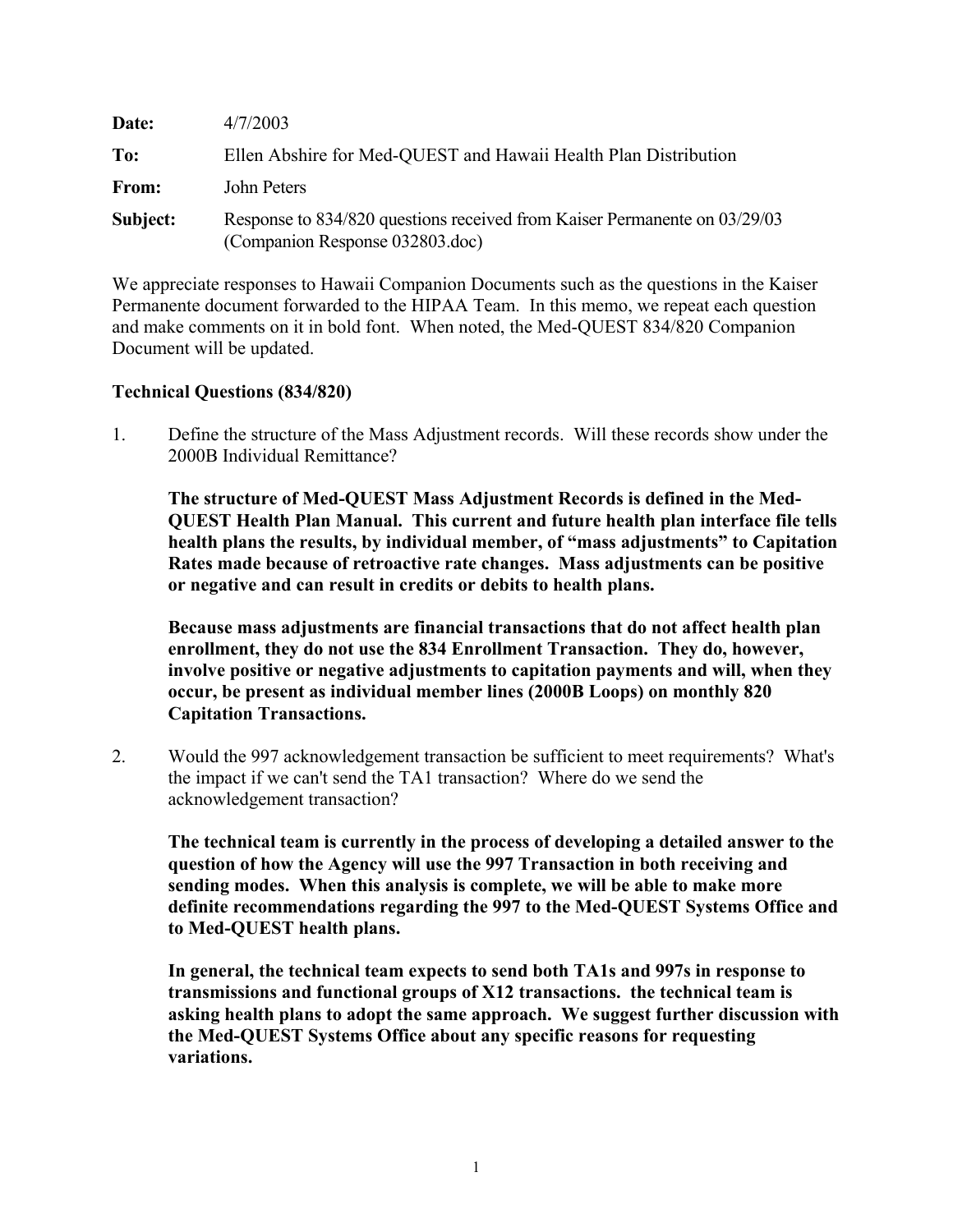**Date:** 4/7/2003

**To:** Ellen Abshire for Med-QUEST and Hawaii Health Plan Distribution

**From:** John Peters

**Subject:** Response to 834/820 questions received from Kaiser Permanente on 03/29/03 (Companion Response 032803.doc)

We appreciate responses to Hawaii Companion Documents such as the questions in the Kaiser Permanente document forwarded to the HIPAA Team. In this memo, we repeat each question and make comments on it in bold font. When noted, the Med-QUEST 834/820 Companion Document will be updated.

**Technical Questions (834/820)**

1. Define the structure of the Mass Adjustment records. Will these records show under the 2000B Individual Remittance?

   **The structure of Med-QUEST Mass Adjustment Records is defined in the Med-QUEST Health Plan Manual. This current and future health plan interface file tells health plans the results, by individual member, of "mass adjustments" to Capitation Rates made because of retroactive rate changes. Mass adjustments can be positive or negative and can result in credits or debits to health plans.**

   **Because mass adjustments are financial transactions that do not affect health plan enrollment, they do not use the 834 Enrollment Transaction. They do, however, involve positive or negative adjustments to capitation payments and will, when they occur, be present as individual member lines (2000B Loops) on monthly 820 Capitation Transactions.**

2. Would the 997 acknowledgement transaction be sufficient to meet requirements? What's the impact if we can't send the TA1 transaction? Where do we send the acknowledgement transaction?

   **The technical team is currently in the process of developing a detailed answer to the question of how the Agency will use the 997 Transaction in both receiving and sending modes. When this analysis is complete, we will be able to make more definite recommendations regarding the 997 to the Med-QUEST Systems Office and to Med-QUEST health plans.**

   **In general, the technical team expects to send both TA1s and 997s in response to transmissions and functional groups of X12 transactions. the technical team is asking health plans to adopt the same approach. We suggest further discussion with the Med-QUEST Systems Office about any specific reasons for requesting variations.**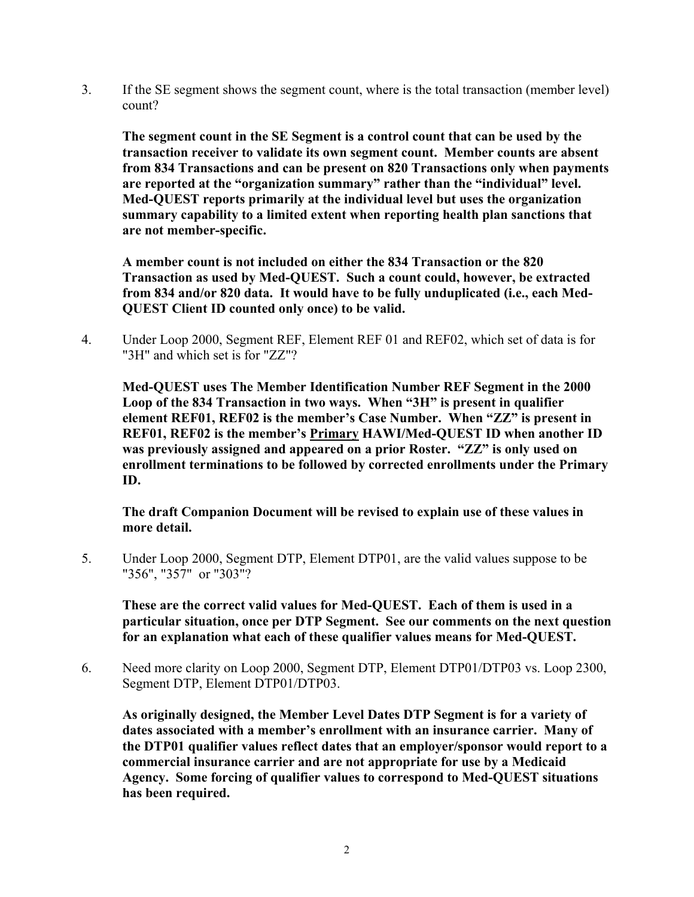3. If the SE segment shows the segment count, where is the total transaction (member level) count?

   **The segment count in the SE Segment is a control count that can be used by the transaction receiver to validate its own segment count. Member counts are absent from 834 Transactions and can be present on 820 Transactions only when payments are reported at the "organization summary" rather than the "individual" level. Med-QUEST reports primarily at the individual level but uses the organization summary capability to a limited extent when reporting health plan sanctions that are not member-specific.**

   **A member count is not included on either the 834 Transaction or the 820 Transaction as used by Med-QUEST. Such a count could, however, be extracted from 834 and/or 820 data. It would have to be fully unduplicated (i.e., each Med-QUEST Client ID counted only once) to be valid.**

4. Under Loop 2000, Segment REF, Element REF 01 and REF02, which set of data is for "3H" and which set is for "ZZ"?

   **Med-QUEST uses The Member Identification Number REF Segment in the 2000 Loop of the 834 Transaction in two ways. When "3H" is present in qualifier element REF01, REF02 is the member's Case Number. When "ZZ" is present in REF01, REF02 is the member's <u>Primary</u> HAWI/Med-QUEST ID when another ID was previously assigned and appeared on a prior Roster. "ZZ" is only used on enrollment terminations to be followed by corrected enrollments under the Primary ID.**

   **The draft Companion Document will be revised to explain use of these values in more detail.**

5. Under Loop 2000, Segment DTP, Element DTP01, are the valid values suppose to be "356", "357" or "303"?

   **These are the correct valid values for Med-QUEST. Each of them is used in a particular situation, once per DTP Segment. See our comments on the next question for an explanation what each of these qualifier values means for Med-QUEST.**

6. Need more clarity on Loop 2000, Segment DTP, Element DTP01/DTP03 vs. Loop 2300, Segment DTP, Element DTP01/DTP03.

   **As originally designed, the Member Level Dates DTP Segment is for a variety of dates associated with a member's enrollment with an insurance carrier. Many of the DTP01 qualifier values reflect dates that an employer/sponsor would report to a commercial insurance carrier and are not appropriate for use by a Medicaid Agency. Some forcing of qualifier values to correspond to Med-QUEST situations has been required.**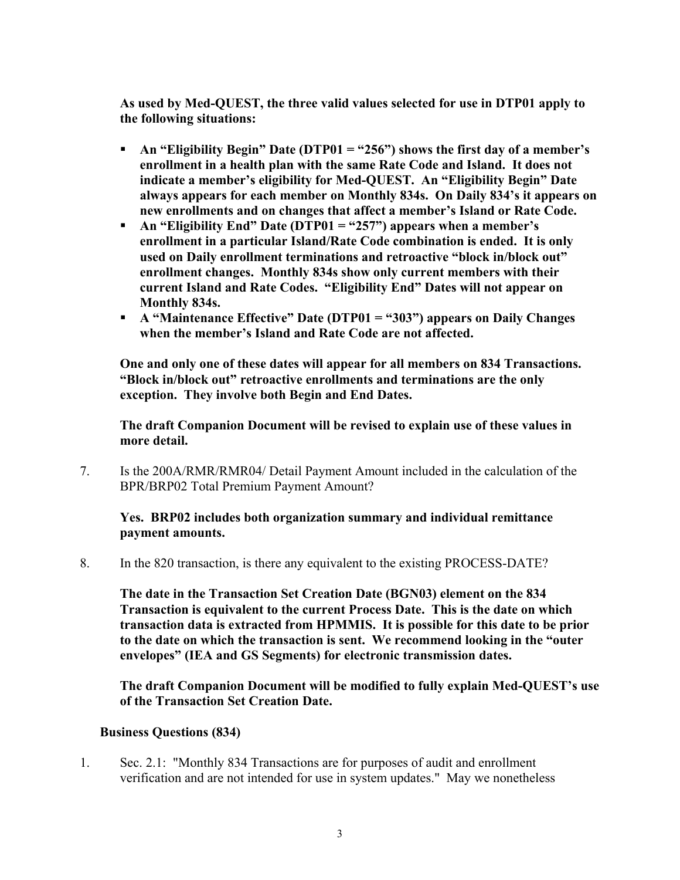**As used by Med-QUEST, the three valid values selected for use in DTP01 apply to the following situations:**

- **An "Eligibility Begin" Date (DTP01 = "256") shows the first day of a member's enrollment in a health plan with the same Rate Code and Island. It does not indicate a member's eligibility for Med-QUEST. An "Eligibility Begin" Date always appears for each member on Monthly 834s. On Daily 834's it appears on new enrollments and on changes that affect a member's Island or Rate Code.**
- **An "Eligibility End" Date (DTP01 = "257") appears when a member's enrollment in a particular Island/Rate Code combination is ended. It is only used on Daily enrollment terminations and retroactive "block in/block out" enrollment changes. Monthly 834s show only current members with their current Island and Rate Codes. "Eligibility End" Dates will not appear on Monthly 834s.**
- **A "Maintenance Effective" Date (DTP01 = "303") appears on Daily Changes when the member's Island and Rate Code are not affected.**

**One and only one of these dates will appear for all members on 834 Transactions. "Block in/block out" retroactive enrollments and terminations are the only exception. They involve both Begin and End Dates.**

**The draft Companion Document will be revised to explain use of these values in more detail.**

7. Is the 200A/RMR/RMR04/ Detail Payment Amount included in the calculation of the BPR/BRP02 Total Premium Payment Amount?

   **Yes. BRP02 includes both organization summary and individual remittance payment amounts.**

8. In the 820 transaction, is there any equivalent to the existing PROCESS-DATE?

   **The date in the Transaction Set Creation Date (BGN03) element on the 834 Transaction is equivalent to the current Process Date. This is the date on which transaction data is extracted from HPMMIS. It is possible for this date to be prior to the date on which the transaction is sent. We recommend looking in the "outer envelopes" (IEA and GS Segments) for electronic transmission dates.**

   **The draft Companion Document will be modified to fully explain Med-QUEST's use of the Transaction Set Creation Date.**

**Business Questions (834)**

1. Sec. 2.1: "Monthly 834 Transactions are for purposes of audit and enrollment verification and are not intended for use in system updates." May we nonetheless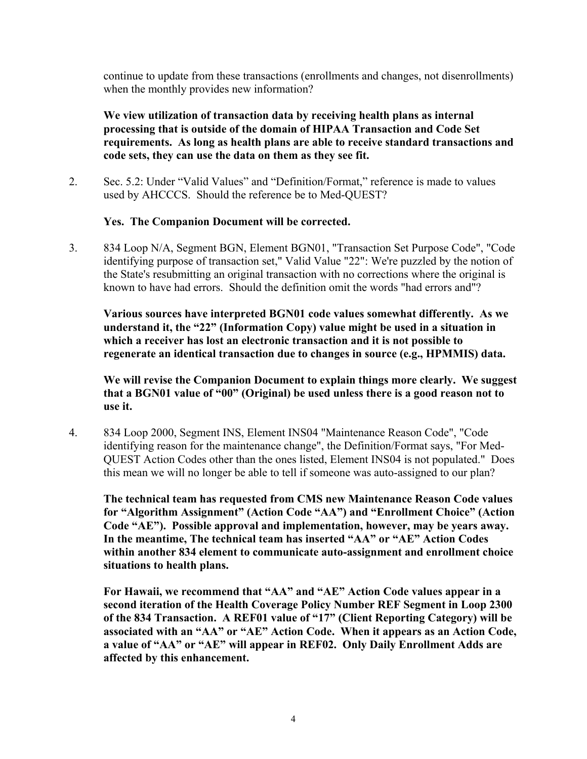continue to update from these transactions (enrollments and changes, not disenrollments) when the monthly provides new information?

**We view utilization of transaction data by receiving health plans as internal processing that is outside of the domain of HIPAA Transaction and Code Set requirements. As long as health plans are able to receive standard transactions and code sets, they can use the data on them as they see fit.**

2. Sec. 5.2: Under "Valid Values" and "Definition/Format," reference is made to values used by AHCCCS. Should the reference be to Med-QUEST?

   **Yes. The Companion Document will be corrected.**

3. 834 Loop N/A, Segment BGN, Element BGN01, "Transaction Set Purpose Code", "Code identifying purpose of transaction set," Valid Value "22": We're puzzled by the notion of the State's resubmitting an original transaction with no corrections where the original is known to have had errors. Should the definition omit the words "had errors and"?

   **Various sources have interpreted BGN01 code values somewhat differently. As we understand it, the "22" (Information Copy) value might be used in a situation in which a receiver has lost an electronic transaction and it is not possible to regenerate an identical transaction due to changes in source (e.g., HPMMIS) data.**

   **We will revise the Companion Document to explain things more clearly. We suggest that a BGN01 value of "00" (Original) be used unless there is a good reason not to use it.**

4. 834 Loop 2000, Segment INS, Element INS04 "Maintenance Reason Code", "Code identifying reason for the maintenance change", the Definition/Format says, "For Med-QUEST Action Codes other than the ones listed, Element INS04 is not populated." Does this mean we will no longer be able to tell if someone was auto-assigned to our plan?

   **The technical team has requested from CMS new Maintenance Reason Code values for "Algorithm Assignment" (Action Code "AA") and "Enrollment Choice" (Action Code "AE"). Possible approval and implementation, however, may be years away. In the meantime, The technical team has inserted "AA" or "AE" Action Codes within another 834 element to communicate auto-assignment and enrollment choice situations to health plans.**

   **For Hawaii, we recommend that "AA" and "AE" Action Code values appear in a second iteration of the Health Coverage Policy Number REF Segment in Loop 2300 of the 834 Transaction. A REF01 value of "17" (Client Reporting Category) will be associated with an "AA" or "AE" Action Code. When it appears as an Action Code, a value of "AA" or "AE" will appear in REF02. Only Daily Enrollment Adds are affected by this enhancement.**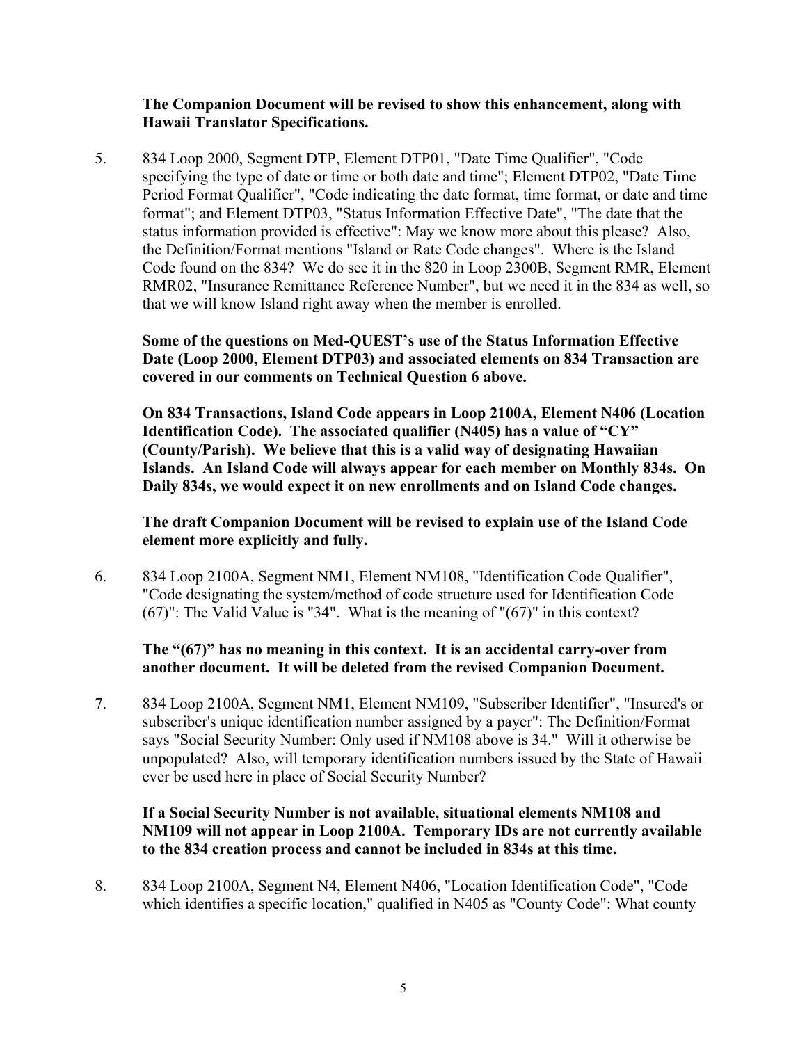**The Companion Document will be revised to show this enhancement, along with Hawaii Translator Specifications.**

5. 834 Loop 2000, Segment DTP, Element DTP01, "Date Time Qualifier", "Code specifying the type of date or time or both date and time"; Element DTP02, "Date Time Period Format Qualifier", "Code indicating the date format, time format, or date and time format"; and Element DTP03, "Status Information Effective Date", "The date that the status information provided is effective": May we know more about this please? Also, the Definition/Format mentions "Island or Rate Code changes". Where is the Island Code found on the 834? We do see it in the 820 in Loop 2300B, Segment RMR, Element RMR02, "Insurance Remittance Reference Number", but we need it in the 834 as well, so that we will know Island right away when the member is enrolled.

   **Some of the questions on Med-QUEST's use of the Status Information Effective Date (Loop 2000, Element DTP03) and associated elements on 834 Transaction are covered in our comments on Technical Question 6 above.**

   **On 834 Transactions, Island Code appears in Loop 2100A, Element N406 (Location Identification Code). The associated qualifier (N405) has a value of "CY" (County/Parish). We believe that this is a valid way of designating Hawaiian Islands. An Island Code will always appear for each member on Monthly 834s. On Daily 834s, we would expect it on new enrollments and on Island Code changes.**

   **The draft Companion Document will be revised to explain use of the Island Code element more explicitly and fully.**

6. 834 Loop 2100A, Segment NM1, Element NM108, "Identification Code Qualifier", "Code designating the system/method of code structure used for Identification Code (67)": The Valid Value is "34". What is the meaning of "(67)" in this context?

   **The "(67)" has no meaning in this context. It is an accidental carry-over from another document. It will be deleted from the revised Companion Document.**

7. 834 Loop 2100A, Segment NM1, Element NM109, "Subscriber Identifier", "Insured's or subscriber's unique identification number assigned by a payer": The Definition/Format says "Social Security Number: Only used if NM108 above is 34." Will it otherwise be unpopulated? Also, will temporary identification numbers issued by the State of Hawaii ever be used here in place of Social Security Number?

   **If a Social Security Number is not available, situational elements NM108 and NM109 will not appear in Loop 2100A. Temporary IDs are not currently available to the 834 creation process and cannot be included in 834s at this time.**

8. 834 Loop 2100A, Segment N4, Element N406, "Location Identification Code", "Code which identifies a specific location," qualified in N405 as "County Code": What county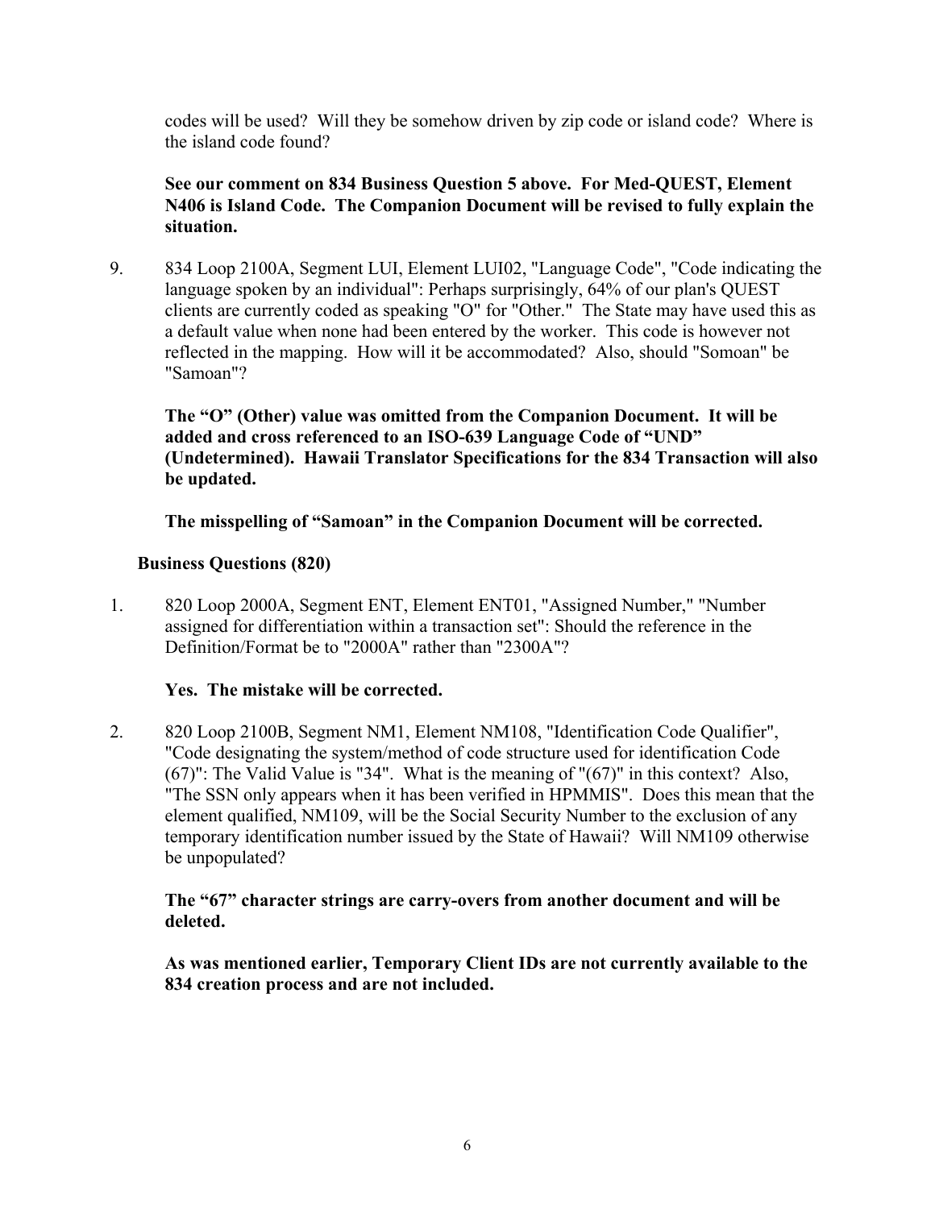codes will be used? Will they be somehow driven by zip code or island code? Where is the island code found?

**See our comment on 834 Business Question 5 above. For Med-QUEST, Element N406 is Island Code. The Companion Document will be revised to fully explain the situation.**

9. 834 Loop 2100A, Segment LUI, Element LUI02, "Language Code", "Code indicating the language spoken by an individual": Perhaps surprisingly, 64% of our plan's QUEST clients are currently coded as speaking "O" for "Other." The State may have used this as a default value when none had been entered by the worker. This code is however not reflected in the mapping. How will it be accommodated? Also, should "Somoan" be "Samoan"?

   **The "O" (Other) value was omitted from the Companion Document. It will be added and cross referenced to an ISO-639 Language Code of "UND" (Undetermined). Hawaii Translator Specifications for the 834 Transaction will also be updated.**

   **The misspelling of "Samoan" in the Companion Document will be corrected.**

### Business Questions (820)

1. 820 Loop 2000A, Segment ENT, Element ENT01, "Assigned Number," "Number assigned for differentiation within a transaction set": Should the reference in the Definition/Format be to "2000A" rather than "2300A"?

   **Yes. The mistake will be corrected.**

2. 820 Loop 2100B, Segment NM1, Element NM108, "Identification Code Qualifier", "Code designating the system/method of code structure used for identification Code (67)": The Valid Value is "34". What is the meaning of "(67)" in this context? Also, "The SSN only appears when it has been verified in HPMMIS". Does this mean that the element qualified, NM109, will be the Social Security Number to the exclusion of any temporary identification number issued by the State of Hawaii? Will NM109 otherwise be unpopulated?

   **The "67" character strings are carry-overs from another document and will be deleted.**

   **As was mentioned earlier, Temporary Client IDs are not currently available to the 834 creation process and are not included.**